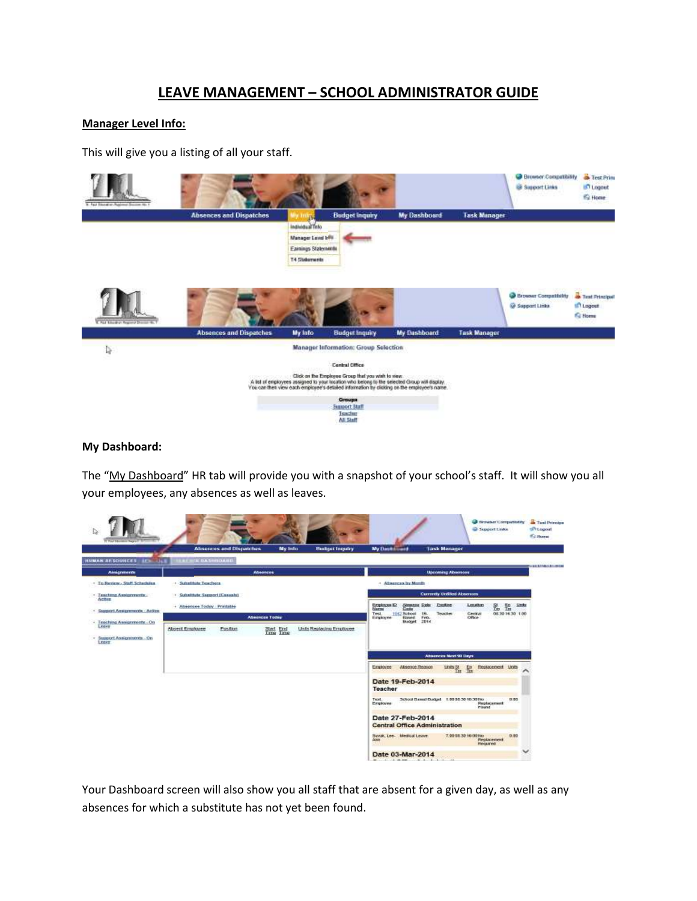# LEAVE MANAGEMENT – SCHOOL ADMINISTRATOR GUIDE

**Manager Level Info:**

This will give you a listing of all your staff.

**My Dashboard:**

The "My Dashboard" HR tab will provide you with a snapshot of your school's staff. It will show you all your employees, any absences as well as leaves.

Your Dashboard screen will also show you all staff that are absent for a given day, as well as any absences for which a substitute has not yet been found.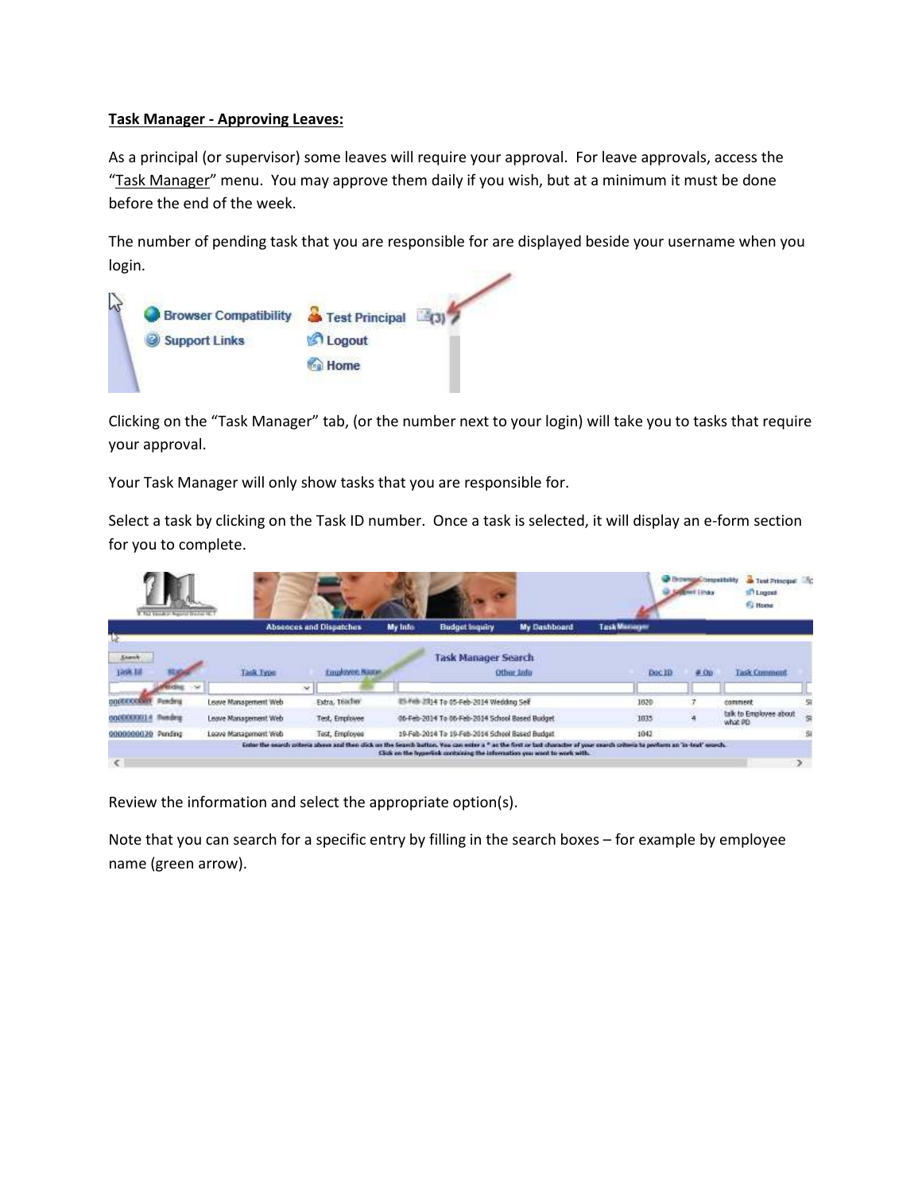**Task Manager - Approving Leaves:**

As a principal (or supervisor) some leaves will require your approval. For leave approvals, access the "Task Manager" menu. You may approve them daily if you wish, but at a minimum it must be done before the end of the week.

The number of pending task that you are responsible for are displayed beside your username when you login.

Clicking on the "Task Manager" tab, (or the number next to your login) will take you to tasks that require your approval.

Your Task Manager will only show tasks that you are responsible for.

Select a task by clicking on the Task ID number. Once a task is selected, it will display an e-form section for you to complete.

Review the information and select the appropriate option(s).

Note that you can search for a specific entry by filling in the search boxes – for example by employee name (green arrow).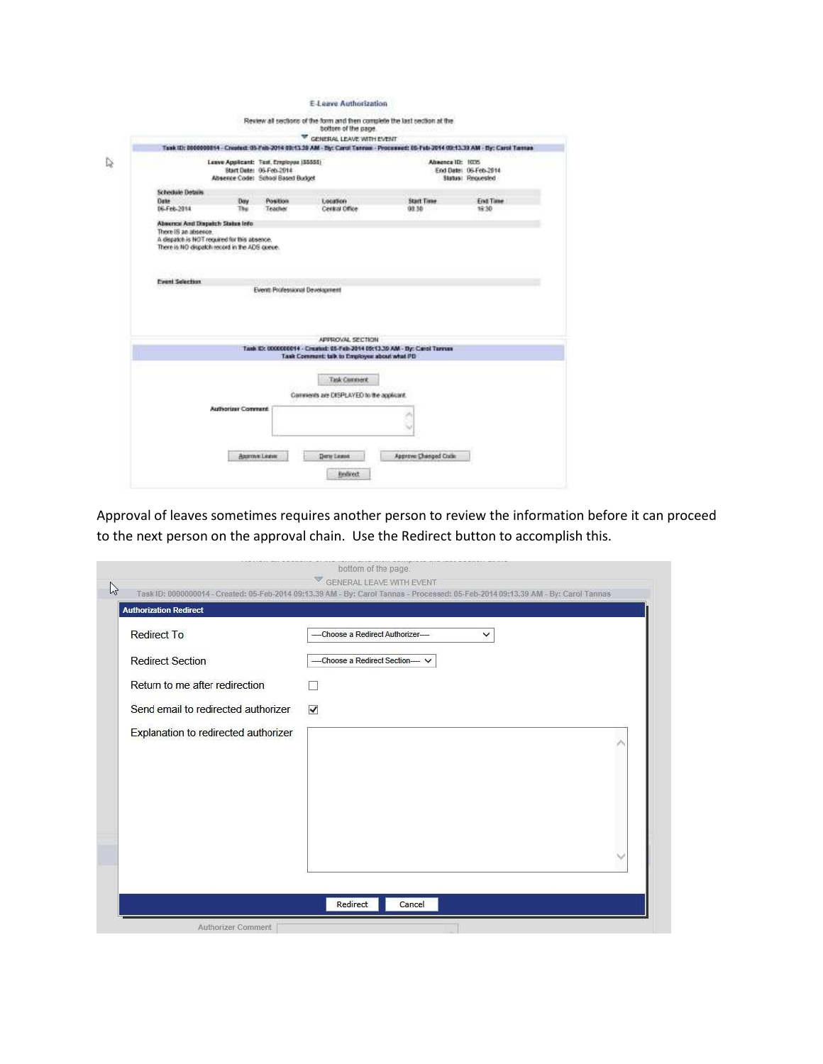E-Leave Authorization

Review all sections of the form and then complete the last section at the bottom of the page.

GENERAL LEAVE WITH EVENT

Task ID: 0000000014 - Created: 05-Feb-2014 09:13.39 AM - By: Carol Tannas - Processed: 05-Feb-2014 09:13.39 AM - By: Carol Tannas

Leave Applicant: Test, Employee (55555)
Start Date: 06-Feb-2014
Absence Code: School Based Budget

Absence ID: 1035
End Date: 06-Feb-2014
Status: Requested

**Schedule Details**

| Date | Day | Position | Location | Start Time | End Time |
|---|---|---|---|---|---|
| 06-Feb-2014 | Thu | Teacher | Central Office | 08:30 | 16:30 |

**Absence And Dispatch Status Info**

There IS an absence.
A dispatch is NOT required for this absence.
There is NO dispatch record in the ADS queue.

**Event Selection**

Event: Professional Development

APPROVAL SECTION

Task ID: 0000000014 - Created: 05-Feb-2014 09:13.39 AM - By: Carol Tannas
Task Comment: talk to Employee about what PD

Task Comment

Comments are DISPLAYED to the applicant

Authorizer Comment

Approve Leave | Deny Leave | Approve Changed Code

Redirect

Approval of leaves sometimes requires another person to review the information before it can proceed to the next person on the approval chain. Use the Redirect button to accomplish this.

bottom of the page.

GENERAL LEAVE WITH EVENT

Task ID: 0000000014 - Created: 05-Feb-2014 09:13.39 AM - By: Carol Tannas - Processed: 05-Feb-2014 09:13.39 AM - By: Carol Tannas

**Authorization Redirect**

| | |
|---|---|
| Redirect To | ---Choose a Redirect Authorizer--- |
| Redirect Section | ---Choose a Redirect Section--- |
| Return to me after redirection | ☐ |
| Send email to redirected authorizer | ☑ |
| Explanation to redirected authorizer | |

Redirect | Cancel

Authorizer Comment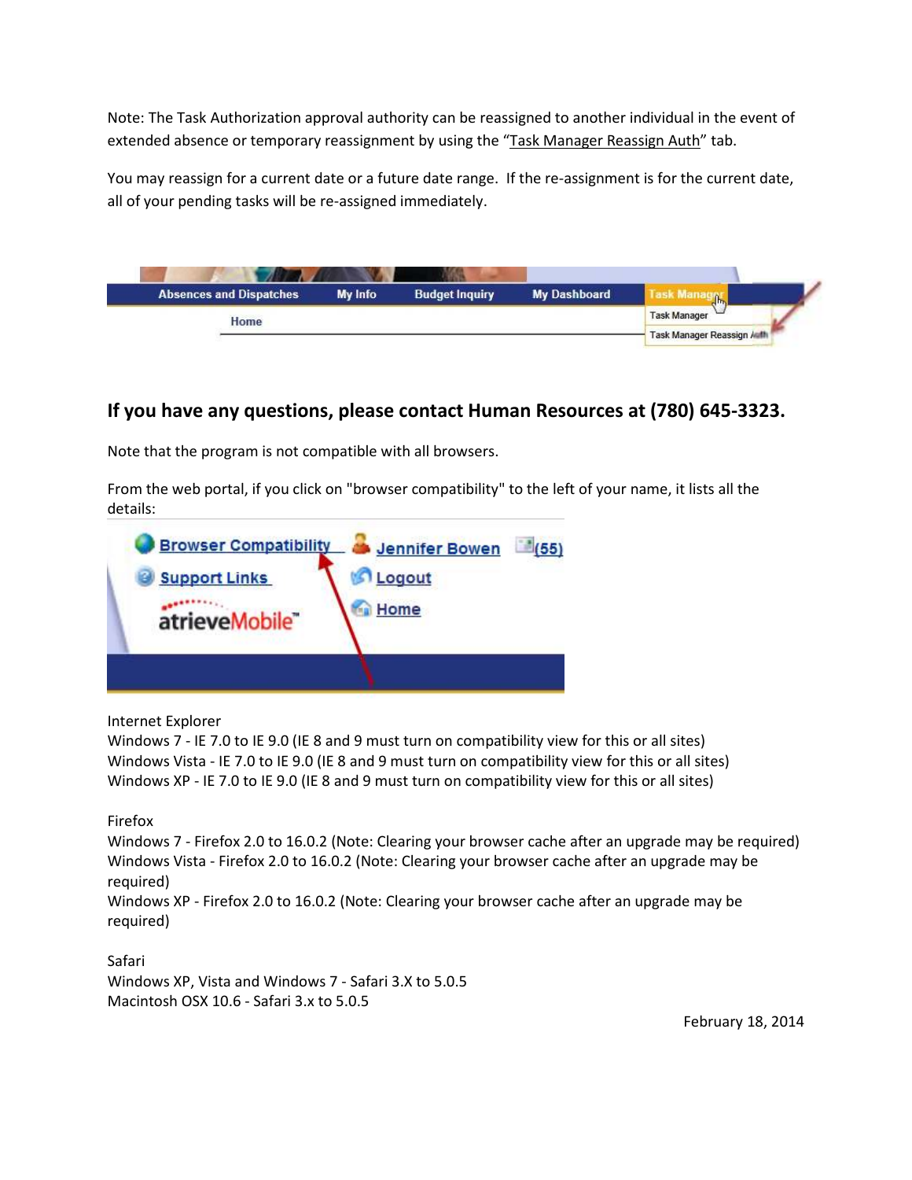Note: The Task Authorization approval authority can be reassigned to another individual in the event of extended absence or temporary reassignment by using the "Task Manager Reassign Auth" tab.

You may reassign for a current date or a future date range. If the re-assignment is for the current date, all of your pending tasks will be re-assigned immediately.

## If you have any questions, please contact Human Resources at (780) 645-3323.

Note that the program is not compatible with all browsers.

From the web portal, if you click on "browser compatibility" to the left of your name, it lists all the details:

Internet Explorer
Windows 7 - IE 7.0 to IE 9.0 (IE 8 and 9 must turn on compatibility view for this or all sites)
Windows Vista - IE 7.0 to IE 9.0 (IE 8 and 9 must turn on compatibility view for this or all sites)
Windows XP - IE 7.0 to IE 9.0 (IE 8 and 9 must turn on compatibility view for this or all sites)

Firefox
Windows 7 - Firefox 2.0 to 16.0.2 (Note: Clearing your browser cache after an upgrade may be required)
Windows Vista - Firefox 2.0 to 16.0.2 (Note: Clearing your browser cache after an upgrade may be required)
Windows XP - Firefox 2.0 to 16.0.2 (Note: Clearing your browser cache after an upgrade may be required)

Safari
Windows XP, Vista and Windows 7 - Safari 3.X to 5.0.5
Macintosh OSX 10.6 - Safari 3.x to 5.0.5

February 18, 2014